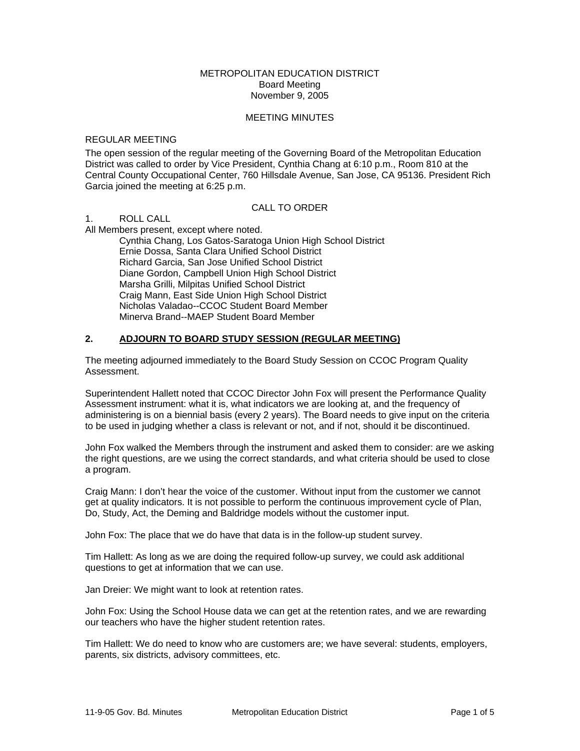METROPOLITAN EDUCATION DISTRICT
Board Meeting
November 9, 2005

MEETING MINUTES

REGULAR MEETING

The open session of the regular meeting of the Governing Board of the Metropolitan Education District was called to order by Vice President, Cynthia Chang at 6:10 p.m., Room 810 at the Central County Occupational Center, 760 Hillsdale Avenue, San Jose, CA 95136. President Rich Garcia joined the meeting at 6:25 p.m.

CALL TO ORDER

1. ROLL CALL

All Members present, except where noted.

- Cynthia Chang, Los Gatos-Saratoga Union High School District
- Ernie Dossa, Santa Clara Unified School District
- Richard Garcia, San Jose Unified School District
- Diane Gordon, Campbell Union High School District
- Marsha Grilli, Milpitas Unified School District
- Craig Mann, East Side Union High School District
- Nicholas Valadao--CCOC Student Board Member
- Minerva Brand--MAEP Student Board Member

**2. <u>ADJOURN TO BOARD STUDY SESSION (REGULAR MEETING)</u>**

The meeting adjourned immediately to the Board Study Session on CCOC Program Quality Assessment.

Superintendent Hallett noted that CCOC Director John Fox will present the Performance Quality Assessment instrument: what it is, what indicators we are looking at, and the frequency of administering is on a biennial basis (every 2 years). The Board needs to give input on the criteria to be used in judging whether a class is relevant or not, and if not, should it be discontinued.

John Fox walked the Members through the instrument and asked them to consider: are we asking the right questions, are we using the correct standards, and what criteria should be used to close a program.

Craig Mann: I don't hear the voice of the customer. Without input from the customer we cannot get at quality indicators. It is not possible to perform the continuous improvement cycle of Plan, Do, Study, Act, the Deming and Baldridge models without the customer input.

John Fox: The place that we do have that data is in the follow-up student survey.

Tim Hallett: As long as we are doing the required follow-up survey, we could ask additional questions to get at information that we can use.

Jan Dreier: We might want to look at retention rates.

John Fox: Using the School House data we can get at the retention rates, and we are rewarding our teachers who have the higher student retention rates.

Tim Hallett: We do need to know who are customers are; we have several: students, employers, parents, six districts, advisory committees, etc.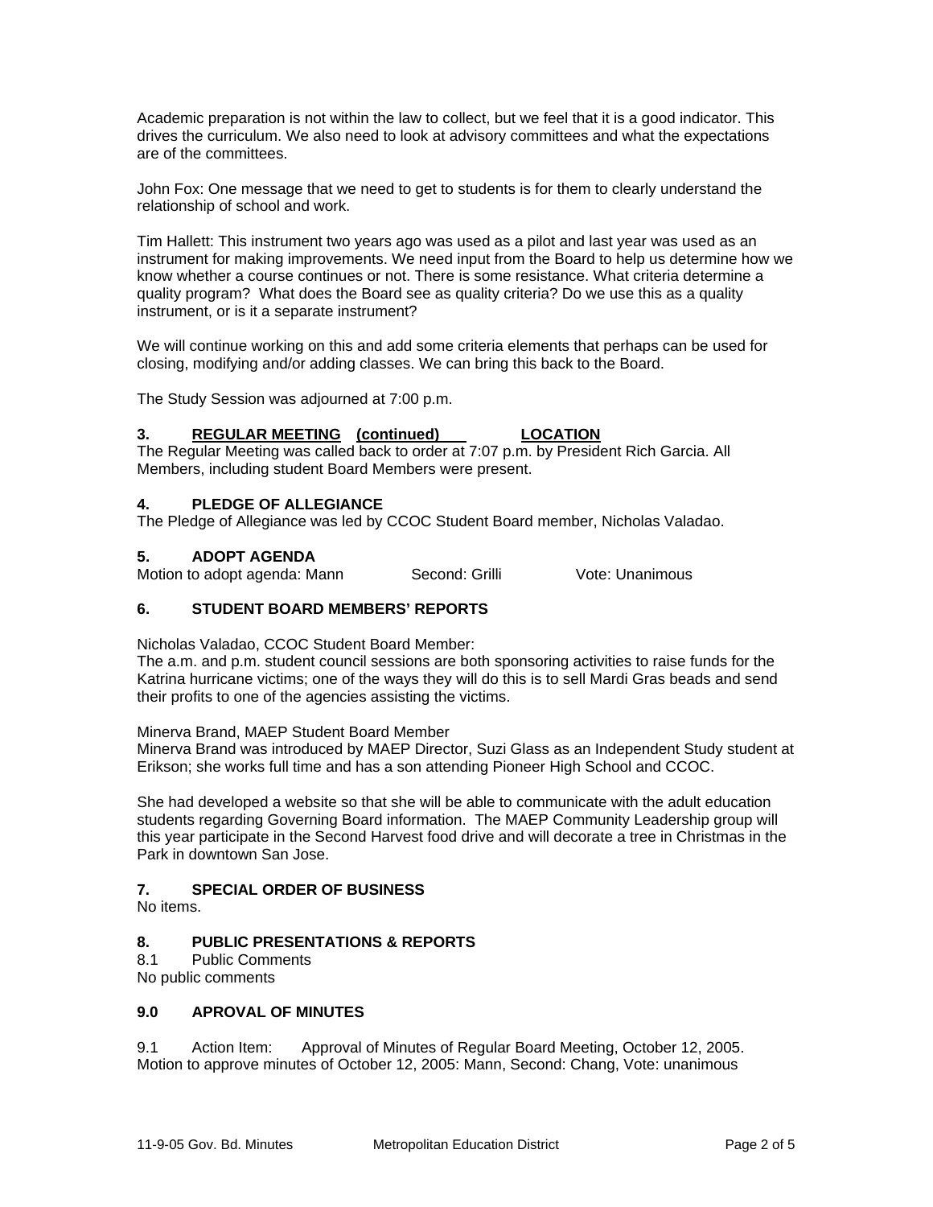Academic preparation is not within the law to collect, but we feel that it is a good indicator. This drives the curriculum. We also need to look at advisory committees and what the expectations are of the committees.

John Fox: One message that we need to get to students is for them to clearly understand the relationship of school and work.

Tim Hallett: This instrument two years ago was used as a pilot and last year was used as an instrument for making improvements. We need input from the Board to help us determine how we know whether a course continues or not. There is some resistance. What criteria determine a quality program? What does the Board see as quality criteria? Do we use this as a quality instrument, or is it a separate instrument?

We will continue working on this and add some criteria elements that perhaps can be used for closing, modifying and/or adding classes. We can bring this back to the Board.

The Study Session was adjourned at 7:00 p.m.

**3. REGULAR MEETING (continued) LOCATION**

The Regular Meeting was called back to order at 7:07 p.m. by President Rich Garcia. All Members, including student Board Members were present.

**4. PLEDGE OF ALLEGIANCE**

The Pledge of Allegiance was led by CCOC Student Board member, Nicholas Valadao.

**5. ADOPT AGENDA**

Motion to adopt agenda: Mann Second: Grilli Vote: Unanimous

**6. STUDENT BOARD MEMBERS' REPORTS**

Nicholas Valadao, CCOC Student Board Member:
The a.m. and p.m. student council sessions are both sponsoring activities to raise funds for the Katrina hurricane victims; one of the ways they will do this is to sell Mardi Gras beads and send their profits to one of the agencies assisting the victims.

Minerva Brand, MAEP Student Board Member
Minerva Brand was introduced by MAEP Director, Suzi Glass as an Independent Study student at Erikson; she works full time and has a son attending Pioneer High School and CCOC.

She had developed a website so that she will be able to communicate with the adult education students regarding Governing Board information. The MAEP Community Leadership group will this year participate in the Second Harvest food drive and will decorate a tree in Christmas in the Park in downtown San Jose.

**7. SPECIAL ORDER OF BUSINESS**

No items.

**8. PUBLIC PRESENTATIONS & REPORTS**

8.1 Public Comments
No public comments

**9.0 APROVAL OF MINUTES**

9.1 Action Item: Approval of Minutes of Regular Board Meeting, October 12, 2005.
Motion to approve minutes of October 12, 2005: Mann, Second: Chang, Vote: unanimous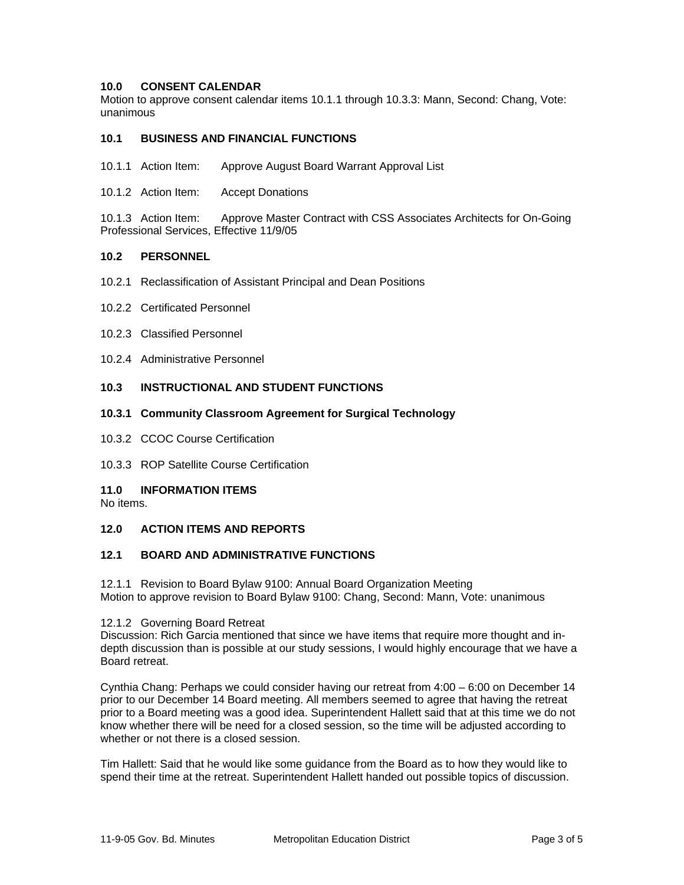### 10.0 CONSENT CALENDAR

Motion to approve consent calendar items 10.1.1 through 10.3.3: Mann, Second: Chang, Vote: unanimous

### 10.1 BUSINESS AND FINANCIAL FUNCTIONS

10.1.1 Action Item: Approve August Board Warrant Approval List

10.1.2 Action Item: Accept Donations

10.1.3 Action Item: Approve Master Contract with CSS Associates Architects for On-Going Professional Services, Effective 11/9/05

### 10.2 PERSONNEL

10.2.1 Reclassification of Assistant Principal and Dean Positions

10.2.2 Certificated Personnel

10.2.3 Classified Personnel

10.2.4 Administrative Personnel

### 10.3 INSTRUCTIONAL AND STUDENT FUNCTIONS

**10.3.1 Community Classroom Agreement for Surgical Technology**

10.3.2 CCOC Course Certification

10.3.3 ROP Satellite Course Certification

### 11.0 INFORMATION ITEMS

No items.

### 12.0 ACTION ITEMS AND REPORTS

### 12.1 BOARD AND ADMINISTRATIVE FUNCTIONS

12.1.1 Revision to Board Bylaw 9100: Annual Board Organization Meeting
Motion to approve revision to Board Bylaw 9100: Chang, Second: Mann, Vote: unanimous

12.1.2 Governing Board Retreat
Discussion: Rich Garcia mentioned that since we have items that require more thought and in-depth discussion than is possible at our study sessions, I would highly encourage that we have a Board retreat.

Cynthia Chang: Perhaps we could consider having our retreat from 4:00 – 6:00 on December 14 prior to our December 14 Board meeting. All members seemed to agree that having the retreat prior to a Board meeting was a good idea. Superintendent Hallett said that at this time we do not know whether there will be need for a closed session, so the time will be adjusted according to whether or not there is a closed session.

Tim Hallett: Said that he would like some guidance from the Board as to how they would like to spend their time at the retreat. Superintendent Hallett handed out possible topics of discussion.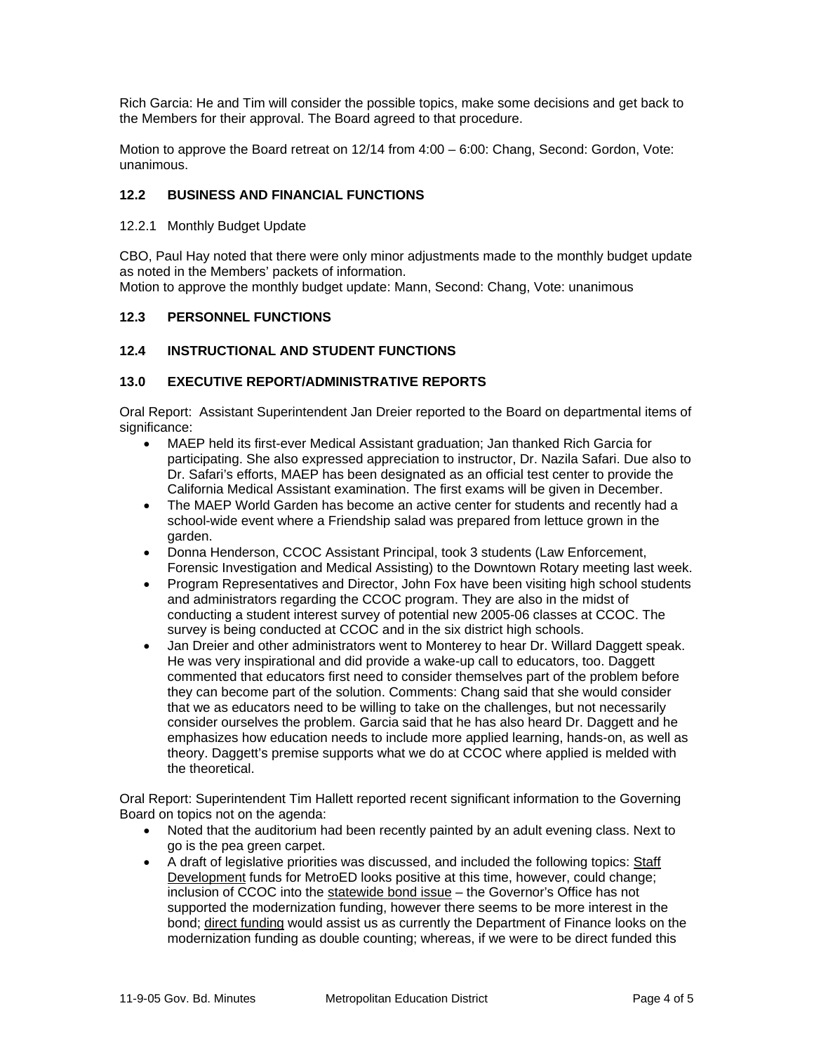Rich Garcia: He and Tim will consider the possible topics, make some decisions and get back to the Members for their approval. The Board agreed to that procedure.

Motion to approve the Board retreat on 12/14 from 4:00 – 6:00: Chang, Second: Gordon, Vote: unanimous.

### 12.2 BUSINESS AND FINANCIAL FUNCTIONS

12.2.1 Monthly Budget Update

CBO, Paul Hay noted that there were only minor adjustments made to the monthly budget update as noted in the Members' packets of information.
Motion to approve the monthly budget update: Mann, Second: Chang, Vote: unanimous

### 12.3 PERSONNEL FUNCTIONS

### 12.4 INSTRUCTIONAL AND STUDENT FUNCTIONS

### 13.0 EXECUTIVE REPORT/ADMINISTRATIVE REPORTS

Oral Report: Assistant Superintendent Jan Dreier reported to the Board on departmental items of significance:

- MAEP held its first-ever Medical Assistant graduation; Jan thanked Rich Garcia for participating. She also expressed appreciation to instructor, Dr. Nazila Safari. Due also to Dr. Safari's efforts, MAEP has been designated as an official test center to provide the California Medical Assistant examination. The first exams will be given in December.
- The MAEP World Garden has become an active center for students and recently had a school-wide event where a Friendship salad was prepared from lettuce grown in the garden.
- Donna Henderson, CCOC Assistant Principal, took 3 students (Law Enforcement, Forensic Investigation and Medical Assisting) to the Downtown Rotary meeting last week.
- Program Representatives and Director, John Fox have been visiting high school students and administrators regarding the CCOC program. They are also in the midst of conducting a student interest survey of potential new 2005-06 classes at CCOC. The survey is being conducted at CCOC and in the six district high schools.
- Jan Dreier and other administrators went to Monterey to hear Dr. Willard Daggett speak. He was very inspirational and did provide a wake-up call to educators, too. Daggett commented that educators first need to consider themselves part of the problem before they can become part of the solution. Comments: Chang said that she would consider that we as educators need to be willing to take on the challenges, but not necessarily consider ourselves the problem. Garcia said that he has also heard Dr. Daggett and he emphasizes how education needs to include more applied learning, hands-on, as well as theory. Daggett's premise supports what we do at CCOC where applied is melded with the theoretical.

Oral Report: Superintendent Tim Hallett reported recent significant information to the Governing Board on topics not on the agenda:

- Noted that the auditorium had been recently painted by an adult evening class. Next to go is the pea green carpet.
- A draft of legislative priorities was discussed, and included the following topics: Staff Development funds for MetroED looks positive at this time, however, could change; inclusion of CCOC into the statewide bond issue – the Governor's Office has not supported the modernization funding, however there seems to be more interest in the bond; direct funding would assist us as currently the Department of Finance looks on the modernization funding as double counting; whereas, if we were to be direct funded this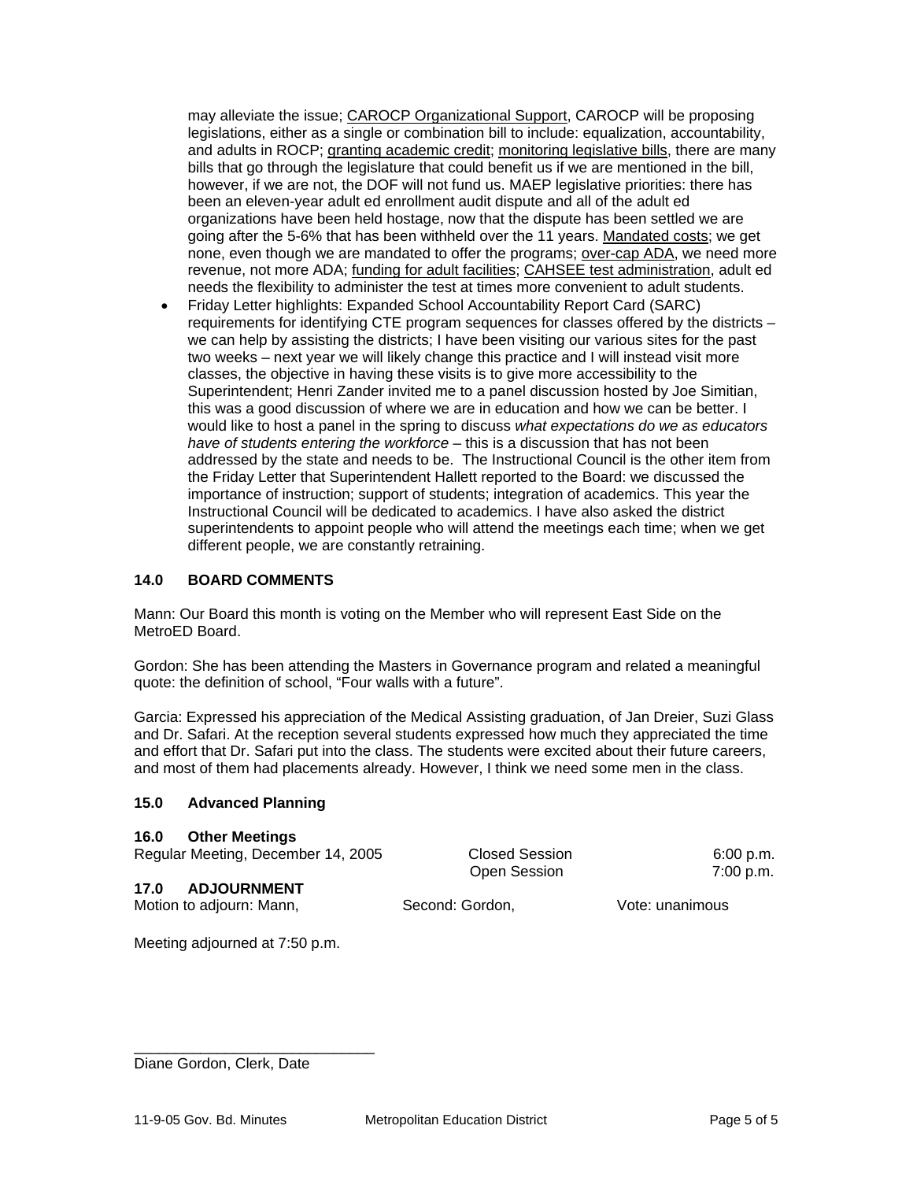may alleviate the issue; CAROCP Organizational Support, CAROCP will be proposing legislations, either as a single or combination bill to include: equalization, accountability, and adults in ROCP; granting academic credit; monitoring legislative bills, there are many bills that go through the legislature that could benefit us if we are mentioned in the bill, however, if we are not, the DOF will not fund us. MAEP legislative priorities: there has been an eleven-year adult ed enrollment audit dispute and all of the adult ed organizations have been held hostage, now that the dispute has been settled we are going after the 5-6% that has been withheld over the 11 years. Mandated costs; we get none, even though we are mandated to offer the programs; over-cap ADA, we need more revenue, not more ADA; funding for adult facilities; CAHSEE test administration, adult ed needs the flexibility to administer the test at times more convenient to adult students.

- Friday Letter highlights: Expanded School Accountability Report Card (SARC) requirements for identifying CTE program sequences for classes offered by the districts – we can help by assisting the districts; I have been visiting our various sites for the past two weeks – next year we will likely change this practice and I will instead visit more classes, the objective in having these visits is to give more accessibility to the Superintendent; Henri Zander invited me to a panel discussion hosted by Joe Simitian, this was a good discussion of where we are in education and how we can be better. I would like to host a panel in the spring to discuss *what expectations do we as educators have of students entering the workforce* – this is a discussion that has not been addressed by the state and needs to be. The Instructional Council is the other item from the Friday Letter that Superintendent Hallett reported to the Board: we discussed the importance of instruction; support of students; integration of academics. This year the Instructional Council will be dedicated to academics. I have also asked the district superintendents to appoint people who will attend the meetings each time; when we get different people, we are constantly retraining.

## 14.0 BOARD COMMENTS

Mann: Our Board this month is voting on the Member who will represent East Side on the MetroED Board.

Gordon: She has been attending the Masters in Governance program and related a meaningful quote: the definition of school, "Four walls with a future".

Garcia: Expressed his appreciation of the Medical Assisting graduation, of Jan Dreier, Suzi Glass and Dr. Safari. At the reception several students expressed how much they appreciated the time and effort that Dr. Safari put into the class. The students were excited about their future careers, and most of them had placements already. However, I think we need some men in the class.

## 15.0 Advanced Planning

## 16.0 Other Meetings

| | | |
|---|---|---|
| Regular Meeting, December 14, 2005 | Closed Session | 6:00 p.m. |
| | Open Session | 7:00 p.m. |

## 17.0 ADJOURNMENT

Motion to adjourn: Mann, Second: Gordon, Vote: unanimous

Meeting adjourned at 7:50 p.m.

\_\_\_\_\_\_\_\_\_\_\_\_\_\_\_\_\_\_\_\_\_\_\_\_\_\_\_\_

Diane Gordon, Clerk, Date